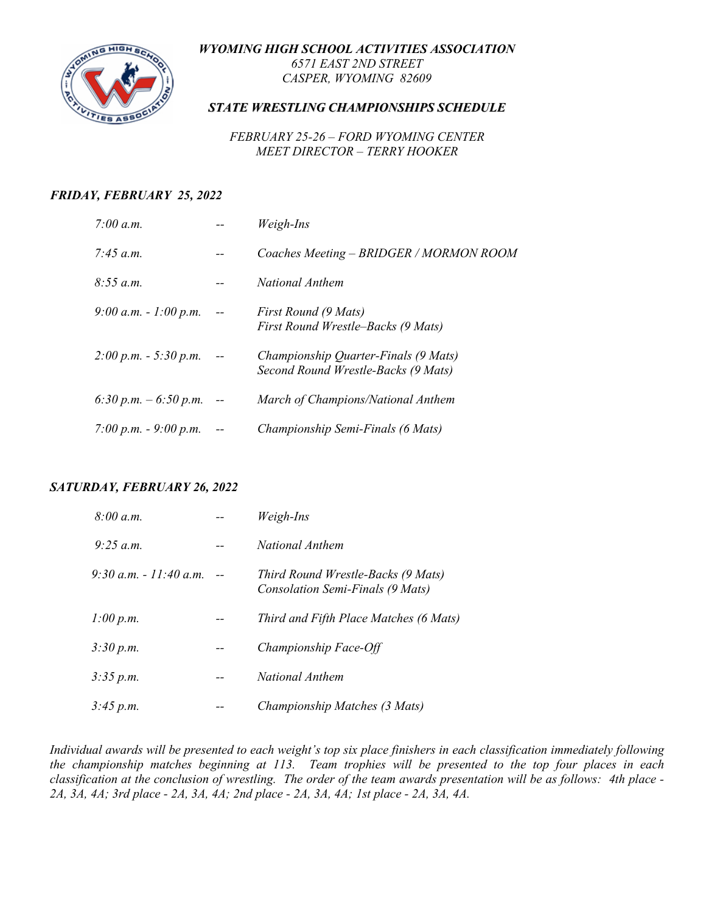***WYOMING HIGH SCHOOL ACTIVITIES ASSOCIATION***
*6571 EAST 2ND STREET*
*CASPER, WYOMING 82609*

## ***STATE WRESTLING CHAMPIONSHIPS SCHEDULE***

*FEBRUARY 25-26 – FORD WYOMING CENTER*
*MEET DIRECTOR – TERRY HOOKER*

### ***FRIDAY, FEBRUARY 25, 2022***

| | | |
|---|---|---|
| *7:00 a.m.* | -- | *Weigh-Ins* |
| *7:45 a.m.* | -- | *Coaches Meeting – BRIDGER / MORMON ROOM* |
| *8:55 a.m.* | -- | *National Anthem* |
| *9:00 a.m. - 1:00 p.m.* | -- | *First Round (9 Mats)*<br>*First Round Wrestle–Backs (9 Mats)* |
| *2:00 p.m. - 5:30 p.m.* | -- | *Championship Quarter-Finals (9 Mats)*<br>*Second Round Wrestle-Backs (9 Mats)* |
| *6:30 p.m. – 6:50 p.m.* | -- | *March of Champions/National Anthem* |
| *7:00 p.m. - 9:00 p.m.* | -- | *Championship Semi-Finals (6 Mats)* |

### ***SATURDAY, FEBRUARY 26, 2022***

| | | |
|---|---|---|
| *8:00 a.m.* | -- | *Weigh-Ins* |
| *9:25 a.m.* | -- | *National Anthem* |
| *9:30 a.m. - 11:40 a.m.* | -- | *Third Round Wrestle-Backs (9 Mats)*<br>*Consolation Semi-Finals (9 Mats)* |
| *1:00 p.m.* | -- | *Third and Fifth Place Matches (6 Mats)* |
| *3:30 p.m.* | -- | *Championship Face-Off* |
| *3:35 p.m.* | -- | *National Anthem* |
| *3:45 p.m.* | -- | *Championship Matches (3 Mats)* |

*Individual awards will be presented to each weight's top six place finishers in each classification immediately following the championship matches beginning at 113. Team trophies will be presented to the top four places in each classification at the conclusion of wrestling. The order of the team awards presentation will be as follows: 4th place - 2A, 3A, 4A; 3rd place - 2A, 3A, 4A; 2nd place - 2A, 3A, 4A; 1st place - 2A, 3A, 4A.*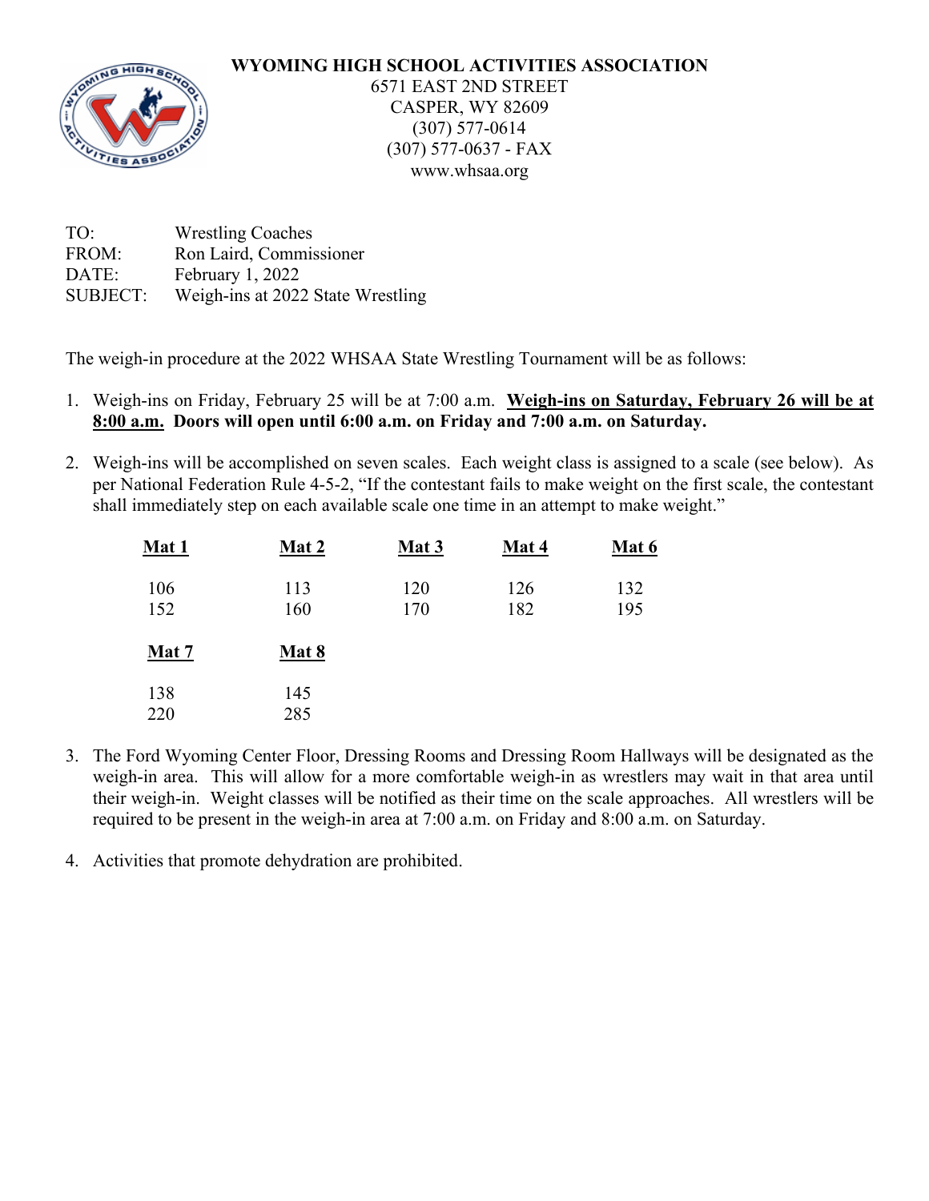**WYOMING HIGH SCHOOL ACTIVITIES ASSOCIATION**
6571 EAST 2ND STREET
CASPER, WY 82609
(307) 577-0614
(307) 577-0637 - FAX
www.whsaa.org

TO: Wrestling Coaches
FROM: Ron Laird, Commissioner
DATE: February 1, 2022
SUBJECT: Weigh-ins at 2022 State Wrestling

The weigh-in procedure at the 2022 WHSAA State Wrestling Tournament will be as follows:

1. Weigh-ins on Friday, February 25 will be at 7:00 a.m. **Weigh-ins on Saturday, February 26 will be at 8:00 a.m. Doors will open until 6:00 a.m. on Friday and 7:00 a.m. on Saturday.**

2. Weigh-ins will be accomplished on seven scales. Each weight class is assigned to a scale (see below). As per National Federation Rule 4-5-2, "If the contestant fails to make weight on the first scale, the contestant shall immediately step on each available scale one time in an attempt to make weight."

| Mat 1 | Mat 2 | Mat 3 | Mat 4 | Mat 6 |
|---|---|---|---|---|
| 106 | 113 | 120 | 126 | 132 |
| 152 | 160 | 170 | 182 | 195 |

| Mat 7 | Mat 8 |
|---|---|
| 138 | 145 |
| 220 | 285 |

3. The Ford Wyoming Center Floor, Dressing Rooms and Dressing Room Hallways will be designated as the weigh-in area. This will allow for a more comfortable weigh-in as wrestlers may wait in that area until their weigh-in. Weight classes will be notified as their time on the scale approaches. All wrestlers will be required to be present in the weigh-in area at 7:00 a.m. on Friday and 8:00 a.m. on Saturday.

4. Activities that promote dehydration are prohibited.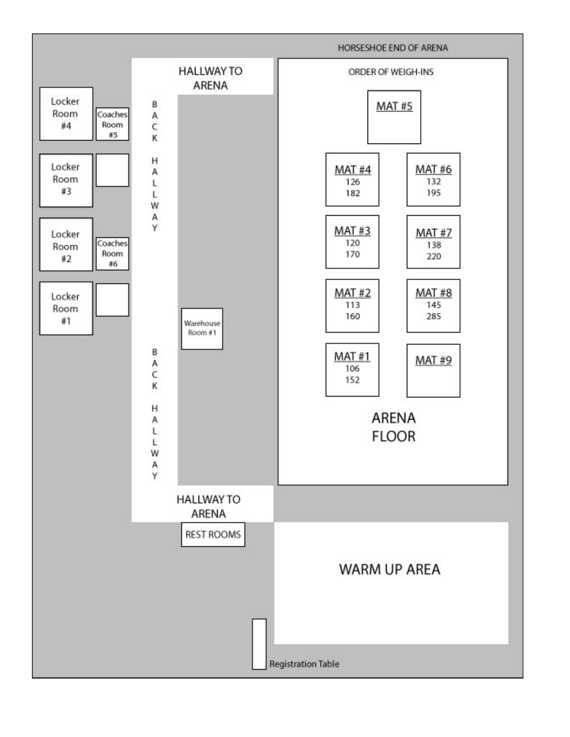HORSESHOE END OF ARENA

Locker Room #4

Coaches Room #5

Locker Room #3

Locker Room #2

Coaches Room #6

Locker Room #1

HALLWAY TO ARENA

BACK HALLWAY

Warehouse Room #1

BACK HALLWAY

HALLWAY TO ARENA

REST ROOMS

ORDER OF WEIGH-INS

MAT #5

MAT #4
126
182

MAT #6
132
195

MAT #3
120
170

MAT #7
138
220

MAT #2
113
160

MAT #8
145
285

MAT #1
106
152

MAT #9

ARENA FLOOR

WARM UP AREA

Registration Table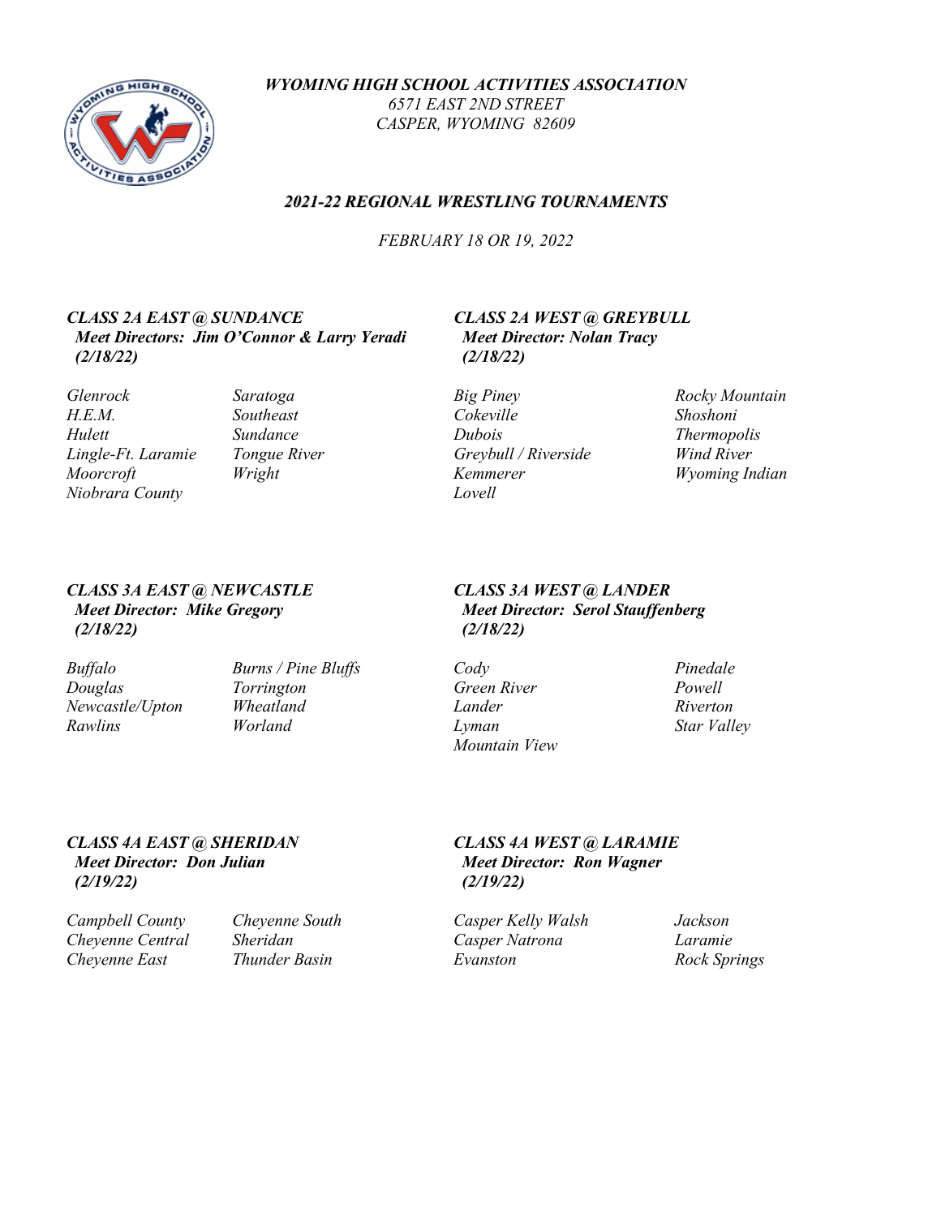***WYOMING HIGH SCHOOL ACTIVITIES ASSOCIATION***
*6571 EAST 2ND STREET*
*CASPER, WYOMING 82609*

## *2021-22 REGIONAL WRESTLING TOURNAMENTS*

*FEBRUARY 18 OR 19, 2022*

### *CLASS 2A EAST @ SUNDANCE*
***Meet Directors: Jim O'Connor & Larry Yeradi***
***(2/18/22)***

*Glenrock*
*H.E.M.*
*Hulett*
*Lingle-Ft. Laramie*
*Moorcroft*
*Niobrara County*
*Saratoga*
*Southeast*
*Sundance*
*Tongue River*
*Wright*

### *CLASS 2A WEST @ GREYBULL*
***Meet Director: Nolan Tracy***
***(2/18/22)***

*Big Piney*
*Cokeville*
*Dubois*
*Greybull / Riverside*
*Kemmerer*
*Lovell*
*Rocky Mountain*
*Shoshoni*
*Thermopolis*
*Wind River*
*Wyoming Indian*

### *CLASS 3A EAST @ NEWCASTLE*
***Meet Director: Mike Gregory***
***(2/18/22)***

*Buffalo*
*Douglas*
*Newcastle/Upton*
*Rawlins*
*Burns / Pine Bluffs*
*Torrington*
*Wheatland*
*Worland*

### *CLASS 3A WEST @ LANDER*
***Meet Director: Serol Stauffenberg***
***(2/18/22)***

*Cody*
*Green River*
*Lander*
*Lyman*
*Mountain View*
*Pinedale*
*Powell*
*Riverton*
*Star Valley*

### *CLASS 4A EAST @ SHERIDAN*
***Meet Director: Don Julian***
***(2/19/22)***

*Campbell County*
*Cheyenne Central*
*Cheyenne East*
*Cheyenne South*
*Sheridan*
*Thunder Basin*

### *CLASS 4A WEST @ LARAMIE*
***Meet Director: Ron Wagner***
***(2/19/22)***

*Casper Kelly Walsh*
*Casper Natrona*
*Evanston*
*Jackson*
*Laramie*
*Rock Springs*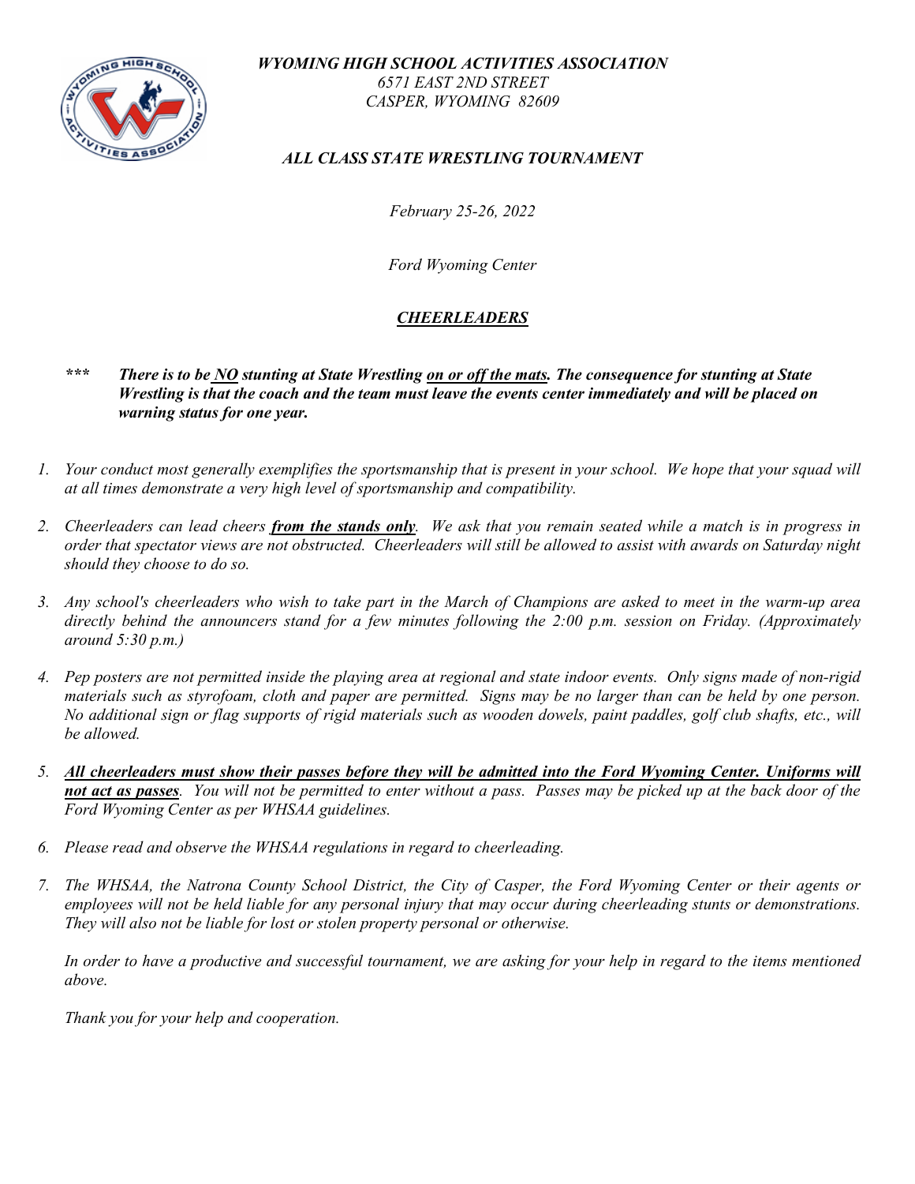*WYOMING HIGH SCHOOL ACTIVITIES ASSOCIATION*
*6571 EAST 2ND STREET*
*CASPER, WYOMING 82609*

## *ALL CLASS STATE WRESTLING TOURNAMENT*

*February 25-26, 2022*

*Ford Wyoming Center*

## ***CHEERLEADERS***

***\*\*\* There is to be NO stunting at State Wrestling on or off the mats. The consequence for stunting at State Wrestling is that the coach and the team must leave the events center immediately and will be placed on warning status for one year.***

1. *Your conduct most generally exemplifies the sportsmanship that is present in your school. We hope that your squad will at all times demonstrate a very high level of sportsmanship and compatibility.*
2. *Cheerleaders can lead cheers **from the stands only**. We ask that you remain seated while a match is in progress in order that spectator views are not obstructed. Cheerleaders will still be allowed to assist with awards on Saturday night should they choose to do so.*
3. *Any school's cheerleaders who wish to take part in the March of Champions are asked to meet in the warm-up area directly behind the announcers stand for a few minutes following the 2:00 p.m. session on Friday. (Approximately around 5:30 p.m.)*
4. *Pep posters are not permitted inside the playing area at regional and state indoor events. Only signs made of non-rigid materials such as styrofoam, cloth and paper are permitted. Signs may be no larger than can be held by one person. No additional sign or flag supports of rigid materials such as wooden dowels, paint paddles, golf club shafts, etc., will be allowed.*
5. ***All cheerleaders must show their passes before they will be admitted into the Ford Wyoming Center. Uniforms will not act as passes**. You will not be permitted to enter without a pass. Passes may be picked up at the back door of the Ford Wyoming Center as per WHSAA guidelines.*
6. *Please read and observe the WHSAA regulations in regard to cheerleading.*
7. *The WHSAA, the Natrona County School District, the City of Casper, the Ford Wyoming Center or their agents or employees will not be held liable for any personal injury that may occur during cheerleading stunts or demonstrations. They will also not be liable for lost or stolen property personal or otherwise.*

*In order to have a productive and successful tournament, we are asking for your help in regard to the items mentioned above.*

*Thank you for your help and cooperation.*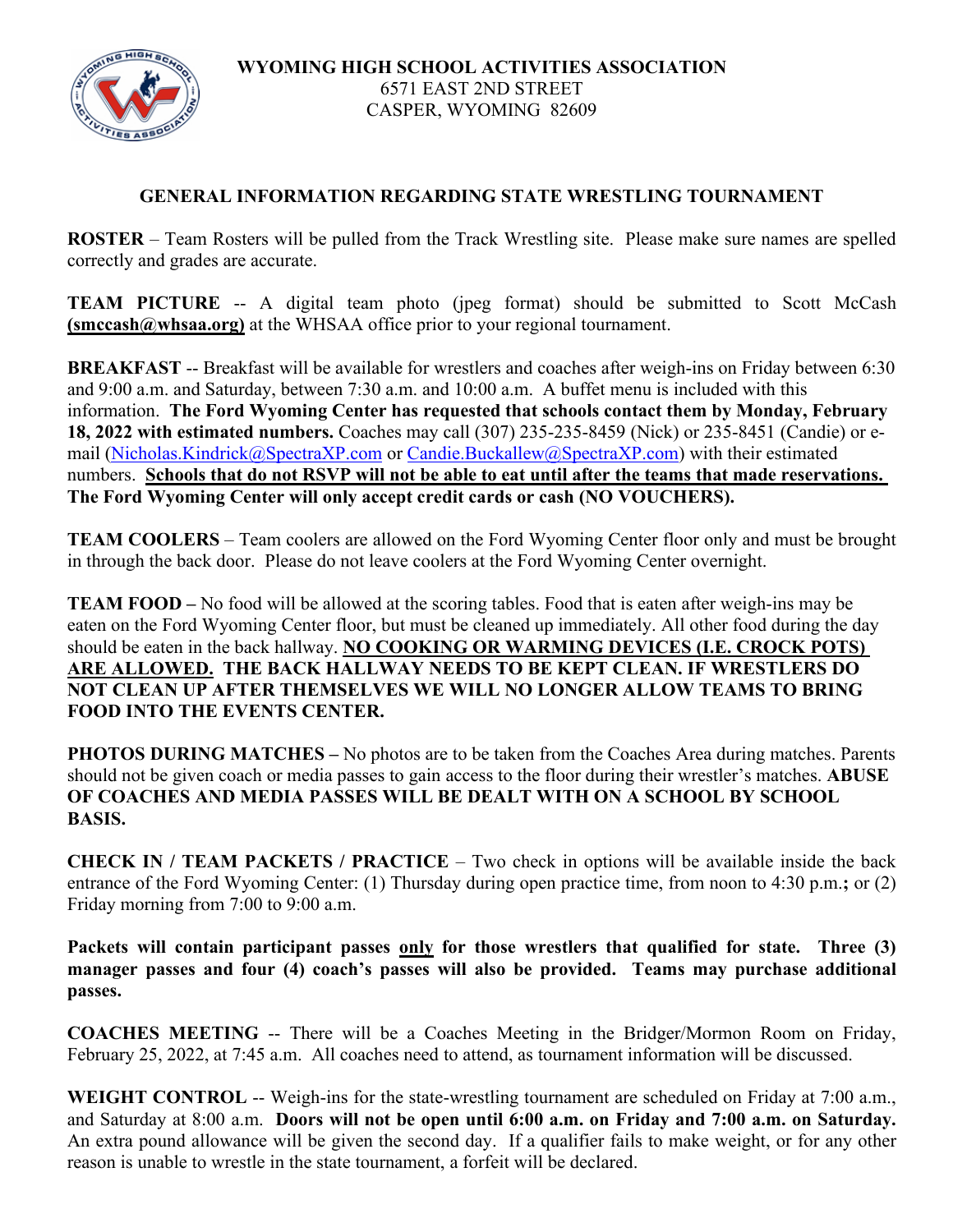**WYOMING HIGH SCHOOL ACTIVITIES ASSOCIATION**
6571 EAST 2ND STREET
CASPER, WYOMING 82609

## GENERAL INFORMATION REGARDING STATE WRESTLING TOURNAMENT

**ROSTER** – Team Rosters will be pulled from the Track Wrestling site. Please make sure names are spelled correctly and grades are accurate.

**TEAM PICTURE** -- A digital team photo (jpeg format) should be submitted to Scott McCash **(smccash@whsaa.org)** at the WHSAA office prior to your regional tournament.

**BREAKFAST** -- Breakfast will be available for wrestlers and coaches after weigh-ins on Friday between 6:30 and 9:00 a.m. and Saturday, between 7:30 a.m. and 10:00 a.m. A buffet menu is included with this information. **The Ford Wyoming Center has requested that schools contact them by Monday, February 18, 2022 with estimated numbers.** Coaches may call (307) 235-235-8459 (Nick) or 235-8451 (Candie) or e-mail (Nicholas.Kindrick@SpectraXP.com or Candie.Buckallew@SpectraXP.com) with their estimated numbers. **Schools that do not RSVP will not be able to eat until after the teams that made reservations. The Ford Wyoming Center will only accept credit cards or cash (NO VOUCHERS).**

**TEAM COOLERS** – Team coolers are allowed on the Ford Wyoming Center floor only and must be brought in through the back door. Please do not leave coolers at the Ford Wyoming Center overnight.

**TEAM FOOD –** No food will be allowed at the scoring tables. Food that is eaten after weigh-ins may be eaten on the Ford Wyoming Center floor, but must be cleaned up immediately. All other food during the day should be eaten in the back hallway. **NO COOKING OR WARMING DEVICES (I.E. CROCK POTS) ARE ALLOWED. THE BACK HALLWAY NEEDS TO BE KEPT CLEAN. IF WRESTLERS DO NOT CLEAN UP AFTER THEMSELVES WE WILL NO LONGER ALLOW TEAMS TO BRING FOOD INTO THE EVENTS CENTER.**

**PHOTOS DURING MATCHES –** No photos are to be taken from the Coaches Area during matches. Parents should not be given coach or media passes to gain access to the floor during their wrestler's matches. **ABUSE OF COACHES AND MEDIA PASSES WILL BE DEALT WITH ON A SCHOOL BY SCHOOL BASIS.**

**CHECK IN / TEAM PACKETS / PRACTICE** – Two check in options will be available inside the back entrance of the Ford Wyoming Center: (1) Thursday during open practice time, from noon to 4:30 p.m.**;** or (2) Friday morning from 7:00 to 9:00 a.m.

**Packets will contain participant passes only for those wrestlers that qualified for state. Three (3) manager passes and four (4) coach's passes will also be provided. Teams may purchase additional passes.**

**COACHES MEETING** -- There will be a Coaches Meeting in the Bridger/Mormon Room on Friday, February 25, 2022, at 7:45 a.m. All coaches need to attend, as tournament information will be discussed.

**WEIGHT CONTROL** -- Weigh-ins for the state-wrestling tournament are scheduled on Friday at 7:00 a.m., and Saturday at 8:00 a.m. **Doors will not be open until 6:00 a.m. on Friday and 7:00 a.m. on Saturday.** An extra pound allowance will be given the second day. If a qualifier fails to make weight, or for any other reason is unable to wrestle in the state tournament, a forfeit will be declared.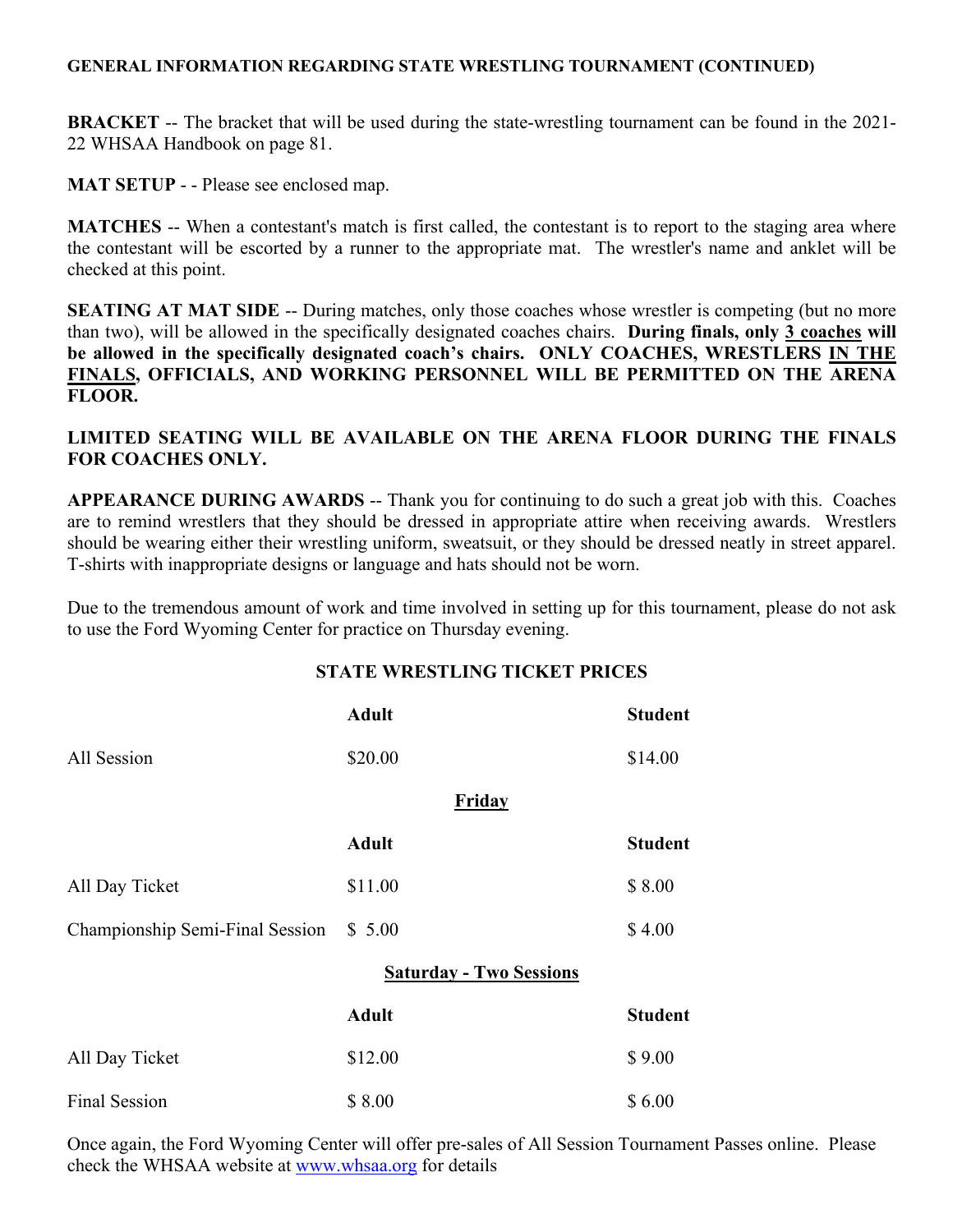**GENERAL INFORMATION REGARDING STATE WRESTLING TOURNAMENT (CONTINUED)**

**BRACKET** -- The bracket that will be used during the state-wrestling tournament can be found in the 2021-22 WHSAA Handbook on page 81.

**MAT SETUP** - - Please see enclosed map.

**MATCHES** -- When a contestant's match is first called, the contestant is to report to the staging area where the contestant will be escorted by a runner to the appropriate mat. The wrestler's name and anklet will be checked at this point.

**SEATING AT MAT SIDE** -- During matches, only those coaches whose wrestler is competing (but no more than two), will be allowed in the specifically designated coaches chairs. **During finals, only <u>3 coaches</u> will be allowed in the specifically designated coach's chairs. ONLY COACHES, WRESTLERS <u>IN THE FINALS</u>, OFFICIALS, AND WORKING PERSONNEL WILL BE PERMITTED ON THE ARENA FLOOR.**

**LIMITED SEATING WILL BE AVAILABLE ON THE ARENA FLOOR DURING THE FINALS FOR COACHES ONLY.**

**APPEARANCE DURING AWARDS** -- Thank you for continuing to do such a great job with this. Coaches are to remind wrestlers that they should be dressed in appropriate attire when receiving awards. Wrestlers should be wearing either their wrestling uniform, sweatsuit, or they should be dressed neatly in street apparel. T-shirts with inappropriate designs or language and hats should not be worn.

Due to the tremendous amount of work and time involved in setting up for this tournament, please do not ask to use the Ford Wyoming Center for practice on Thursday evening.

**STATE WRESTLING TICKET PRICES**

| | **Adult** | **Student** |
|---|---|---|
| All Session | $20.00 | $14.00 |
| | **<u>Friday</u>** | |
| | **Adult** | **Student** |
| All Day Ticket | $11.00 | $ 8.00 |
| Championship Semi-Final Session | $ 5.00 | $ 4.00 |
| | **<u>Saturday - Two Sessions</u>** | |
| | **Adult** | **Student** |
| All Day Ticket | $12.00 | $ 9.00 |
| Final Session | $ 8.00 | $ 6.00 |

Once again, the Ford Wyoming Center will offer pre-sales of All Session Tournament Passes online. Please check the WHSAA website at www.whsaa.org for details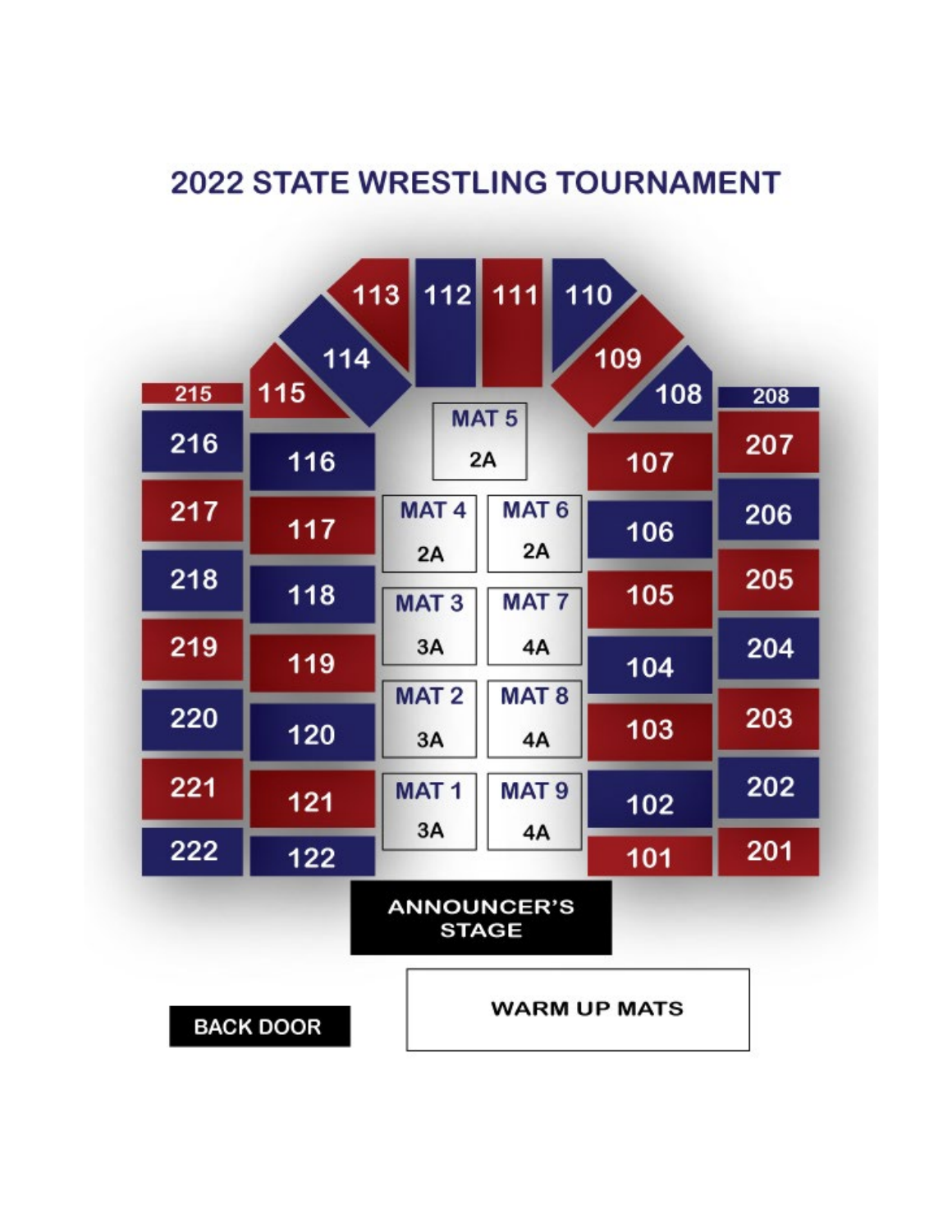# 2022 STATE WRESTLING TOURNAMENT

113 112 111 110

114 109

215 115 108 208

216 116 MAT 5 2A 107 207

217 117 MAT 4 2A MAT 6 2A 106 206

218 118 MAT 3 3A MAT 7 4A 105 205

219 119 104 204

220 120 MAT 2 3A MAT 8 4A 103 203

221 121 MAT 1 3A MAT 9 4A 102 202

222 122 101 201

ANNOUNCER'S STAGE

BACK DOOR

WARM UP MATS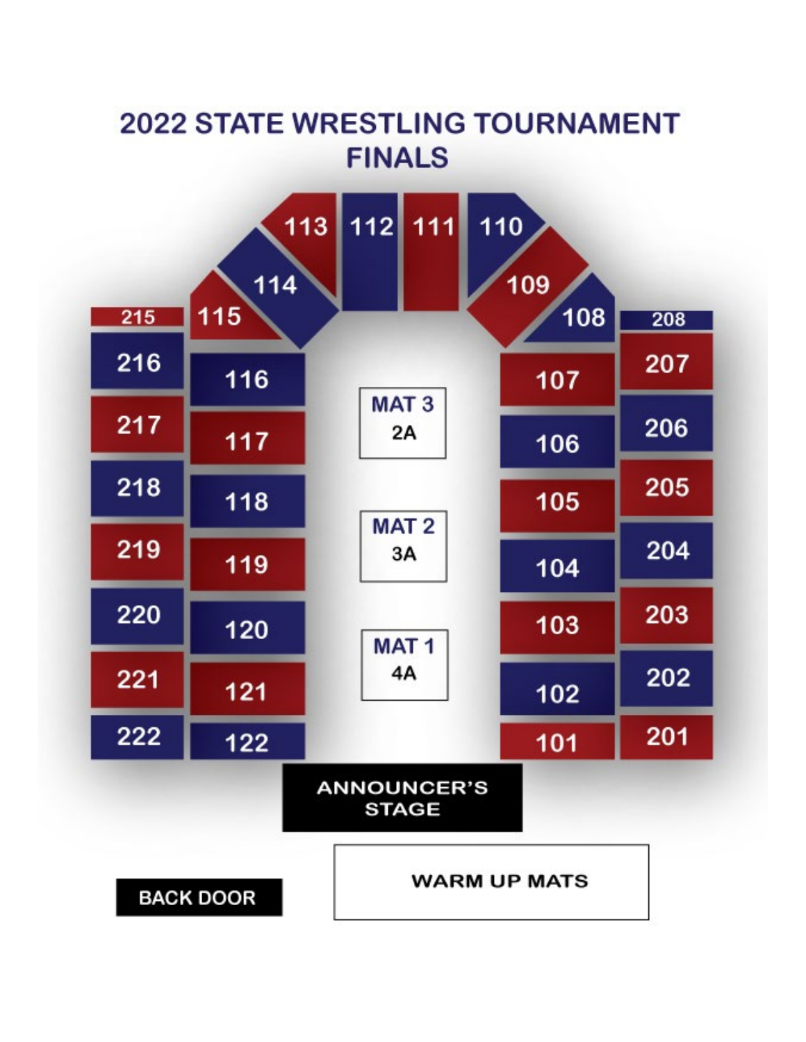# 2022 STATE WRESTLING TOURNAMENT FINALS

113 112 111 110

114 109

215 115 108 208

216 116 107 207

MAT 3
2A

217 117 106 206

218 118 105 205

MAT 2
3A

219 119 104 204

220 120 103 203

MAT 1
4A

221 121 102 202

222 122 101 201

ANNOUNCER'S STAGE

BACK DOOR

WARM UP MATS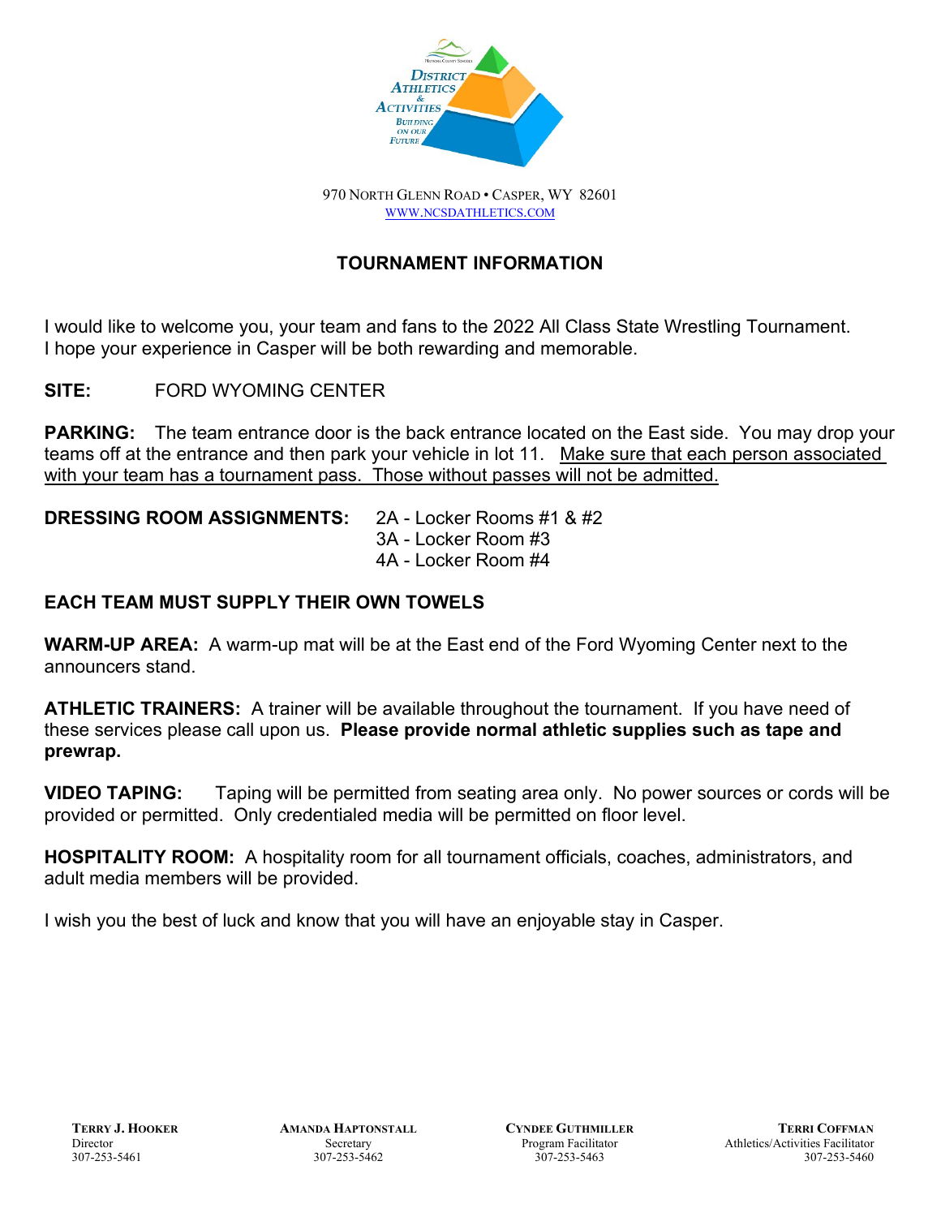District Athletics & Activities
Building on our Future

970 North Glenn Road • Casper, WY 82601
WWW.NCSDATHLETICS.COM

## TOURNAMENT INFORMATION

I would like to welcome you, your team and fans to the 2022 All Class State Wrestling Tournament. I hope your experience in Casper will be both rewarding and memorable.

**SITE:** FORD WYOMING CENTER

**PARKING:** The team entrance door is the back entrance located on the East side. You may drop your teams off at the entrance and then park your vehicle in lot 11. Make sure that each person associated with your team has a tournament pass. Those without passes will not be admitted.

**DRESSING ROOM ASSIGNMENTS:**
- 2A - Locker Rooms #1 & #2
- 3A - Locker Room #3
- 4A - Locker Room #4

**EACH TEAM MUST SUPPLY THEIR OWN TOWELS**

**WARM-UP AREA:** A warm-up mat will be at the East end of the Ford Wyoming Center next to the announcers stand.

**ATHLETIC TRAINERS:** A trainer will be available throughout the tournament. If you have need of these services please call upon us. **Please provide normal athletic supplies such as tape and prewrap.**

**VIDEO TAPING:** Taping will be permitted from seating area only. No power sources or cords will be provided or permitted. Only credentialed media will be permitted on floor level.

**HOSPITALITY ROOM:** A hospitality room for all tournament officials, coaches, administrators, and adult media members will be provided.

I wish you the best of luck and know that you will have an enjoyable stay in Casper.

**Terry J. Hooker**
Director
307-253-5461

**Amanda Haptonstall**
Secretary
307-253-5462

**Cyndee Guthmiller**
Program Facilitator
307-253-5463

**Terri Coffman**
Athletics/Activities Facilitator
307-253-5460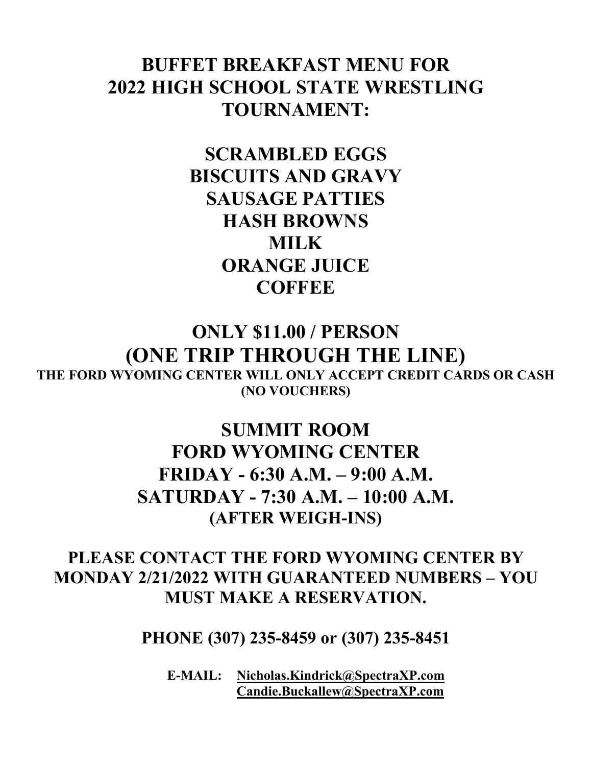# BUFFET BREAKFAST MENU FOR 2022 HIGH SCHOOL STATE WRESTLING TOURNAMENT:

**SCRAMBLED EGGS**
**BISCUITS AND GRAVY**
**SAUSAGE PATTIES**
**HASH BROWNS**
**MILK**
**ORANGE JUICE**
**COFFEE**

## ONLY $11.00 / PERSON
## (ONE TRIP THROUGH THE LINE)

**THE FORD WYOMING CENTER WILL ONLY ACCEPT CREDIT CARDS OR CASH (NO VOUCHERS)**

**SUMMIT ROOM**
**FORD WYOMING CENTER**
**FRIDAY - 6:30 A.M. – 9:00 A.M.**
**SATURDAY - 7:30 A.M. – 10:00 A.M.**
**(AFTER WEIGH-INS)**

**PLEASE CONTACT THE FORD WYOMING CENTER BY MONDAY 2/21/2022 WITH GUARANTEED NUMBERS – YOU MUST MAKE A RESERVATION.**

**PHONE (307) 235-8459 or (307) 235-8451**

**E-MAIL:** Nicholas.Kindrick@SpectraXP.com
Candie.Buckallew@SpectraXP.com